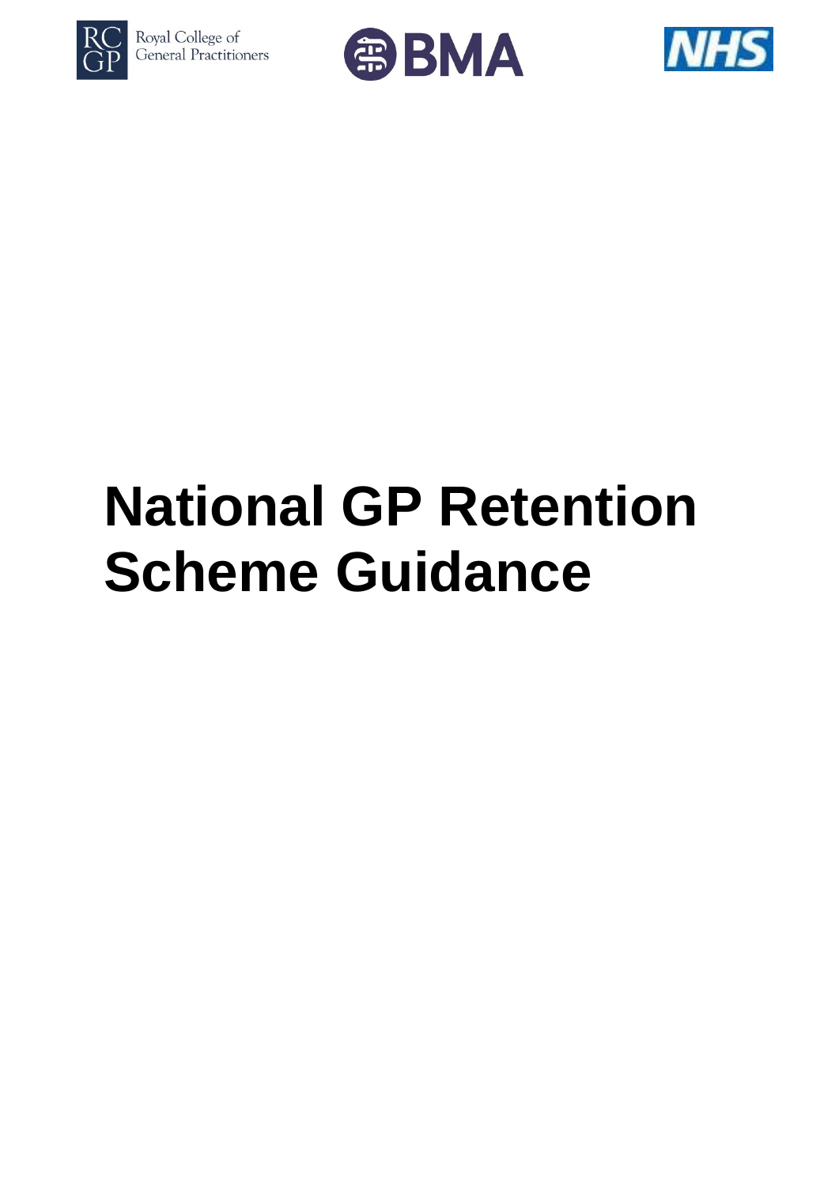Royal College of General Practitioners

BMA

NHS

# National GP Retention Scheme Guidance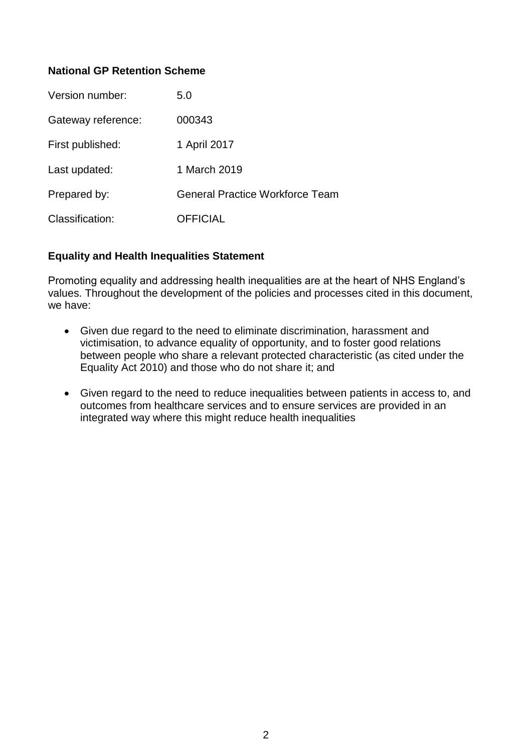**National GP Retention Scheme**

| | |
|---|---|
| Version number: | 5.0 |
| Gateway reference: | 000343 |
| First published: | 1 April 2017 |
| Last updated: | 1 March 2019 |
| Prepared by: | General Practice Workforce Team |
| Classification: | OFFICIAL |

**Equality and Health Inequalities Statement**

Promoting equality and addressing health inequalities are at the heart of NHS England's values. Throughout the development of the policies and processes cited in this document, we have:

- Given due regard to the need to eliminate discrimination, harassment and victimisation, to advance equality of opportunity, and to foster good relations between people who share a relevant protected characteristic (as cited under the Equality Act 2010) and those who do not share it; and
- Given regard to the need to reduce inequalities between patients in access to, and outcomes from healthcare services and to ensure services are provided in an integrated way where this might reduce health inequalities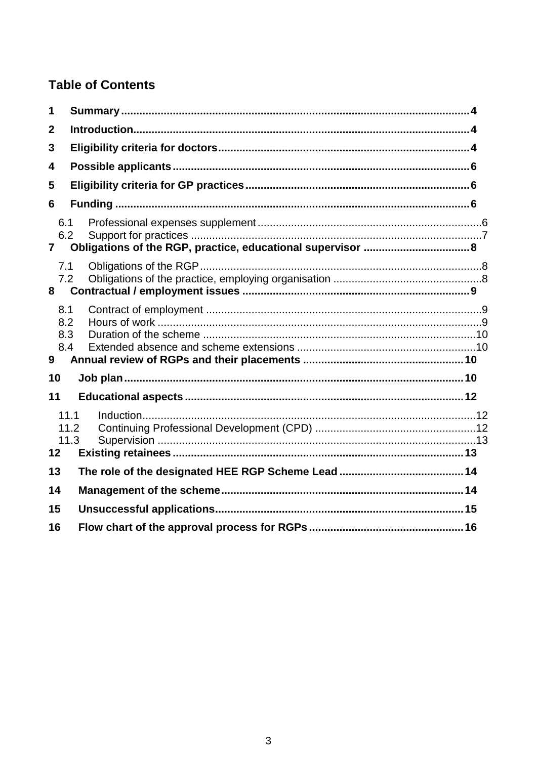## Table of Contents

1 Summary ..... 4

2 Introduction ..... 4

3 Eligibility criteria for doctors ..... 4

4 Possible applicants ..... 6

5 Eligibility criteria for GP practices ..... 6

6 Funding ..... 6

- 6.1 Professional expenses supplement ..... 6
- 6.2 Support for practices ..... 7

7 Obligations of the RGP, practice, educational supervisor ..... 8

- 7.1 Obligations of the RGP ..... 8
- 7.2 Obligations of the practice, employing organisation ..... 8

8 Contractual / employment issues ..... 9

- 8.1 Contract of employment ..... 9
- 8.2 Hours of work ..... 9
- 8.3 Duration of the scheme ..... 10
- 8.4 Extended absence and scheme extensions ..... 10

9 Annual review of RGPs and their placements ..... 10

10 Job plan ..... 10

11 Educational aspects ..... 12

- 11.1 Induction ..... 12
- 11.2 Continuing Professional Development (CPD) ..... 12
- 11.3 Supervision ..... 13

12 Existing retainees ..... 13

13 The role of the designated HEE RGP Scheme Lead ..... 14

14 Management of the scheme ..... 14

15 Unsuccessful applications ..... 15

16 Flow chart of the approval process for RGPs ..... 16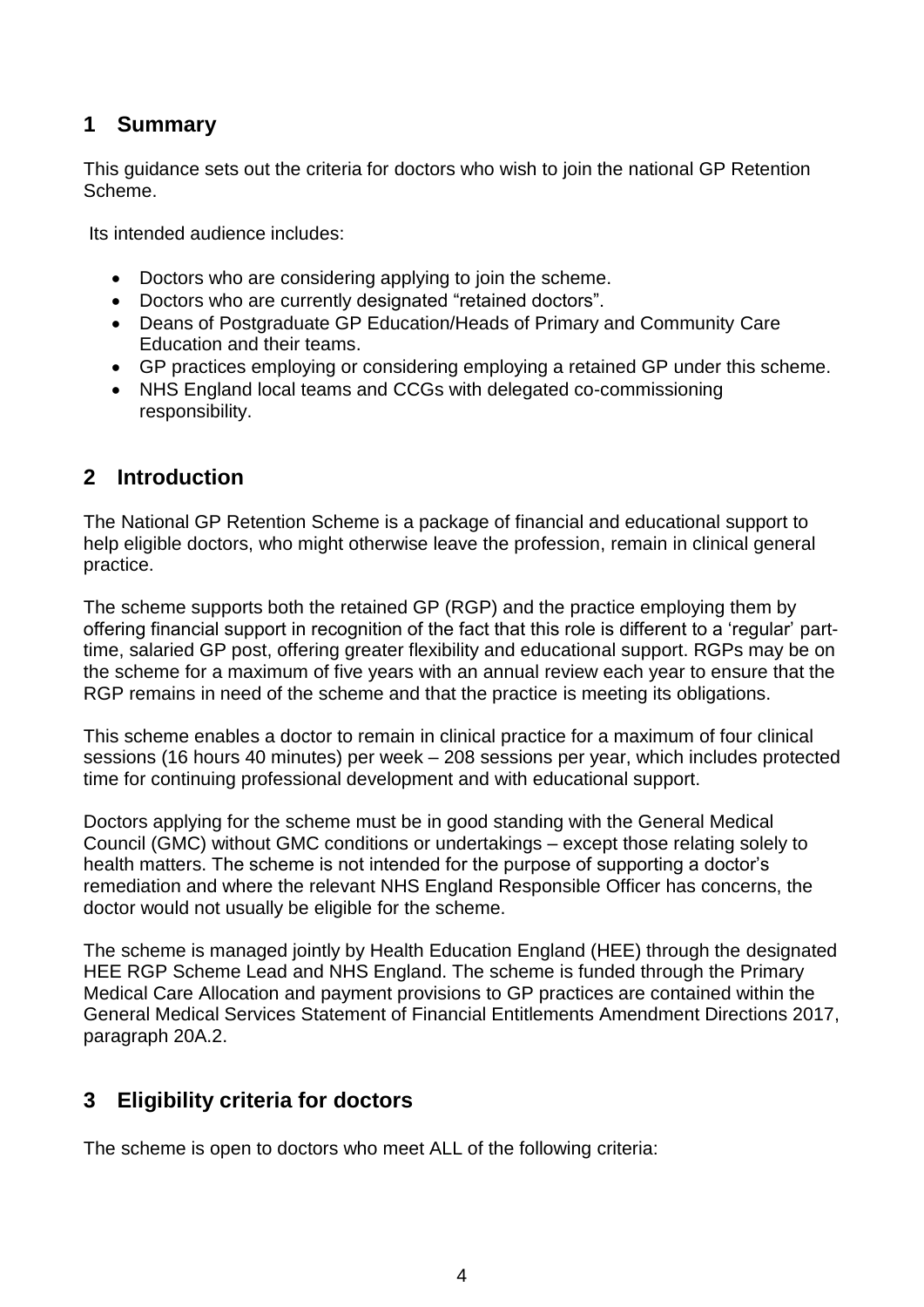## 1 Summary

This guidance sets out the criteria for doctors who wish to join the national GP Retention Scheme.

Its intended audience includes:

- Doctors who are considering applying to join the scheme.
- Doctors who are currently designated "retained doctors".
- Deans of Postgraduate GP Education/Heads of Primary and Community Care Education and their teams.
- GP practices employing or considering employing a retained GP under this scheme.
- NHS England local teams and CCGs with delegated co-commissioning responsibility.

## 2 Introduction

The National GP Retention Scheme is a package of financial and educational support to help eligible doctors, who might otherwise leave the profession, remain in clinical general practice.

The scheme supports both the retained GP (RGP) and the practice employing them by offering financial support in recognition of the fact that this role is different to a 'regular' part-time, salaried GP post, offering greater flexibility and educational support. RGPs may be on the scheme for a maximum of five years with an annual review each year to ensure that the RGP remains in need of the scheme and that the practice is meeting its obligations.

This scheme enables a doctor to remain in clinical practice for a maximum of four clinical sessions (16 hours 40 minutes) per week – 208 sessions per year, which includes protected time for continuing professional development and with educational support.

Doctors applying for the scheme must be in good standing with the General Medical Council (GMC) without GMC conditions or undertakings – except those relating solely to health matters. The scheme is not intended for the purpose of supporting a doctor's remediation and where the relevant NHS England Responsible Officer has concerns, the doctor would not usually be eligible for the scheme.

The scheme is managed jointly by Health Education England (HEE) through the designated HEE RGP Scheme Lead and NHS England. The scheme is funded through the Primary Medical Care Allocation and payment provisions to GP practices are contained within the General Medical Services Statement of Financial Entitlements Amendment Directions 2017, paragraph 20A.2.

## 3 Eligibility criteria for doctors

The scheme is open to doctors who meet ALL of the following criteria: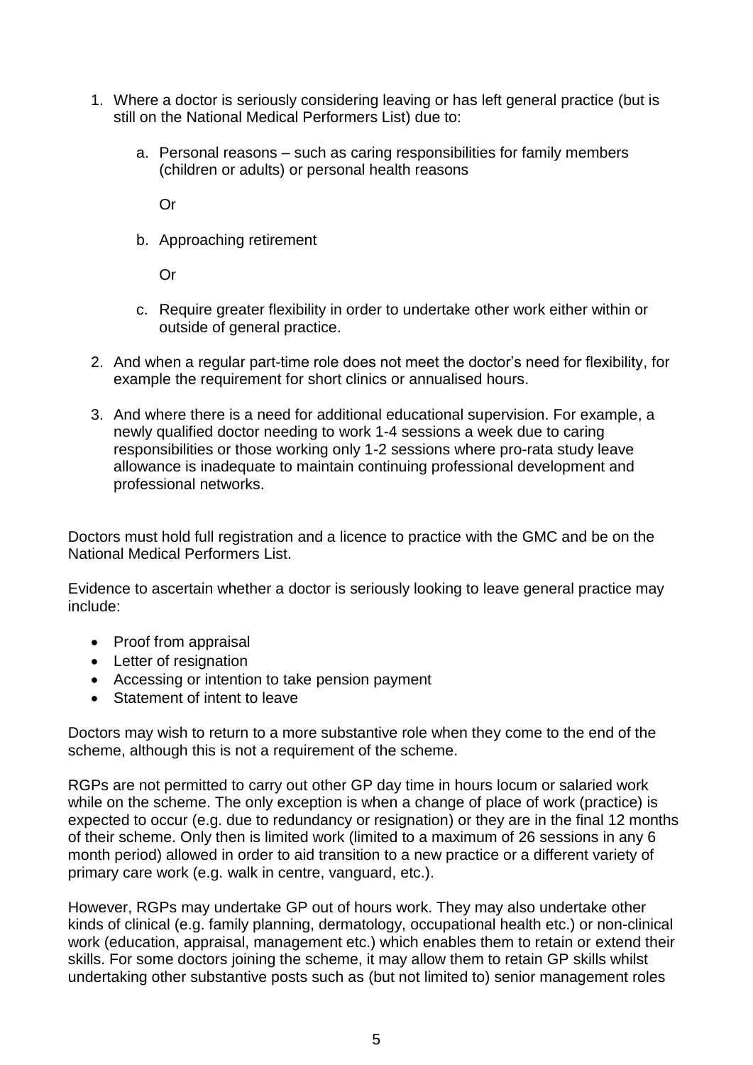1. Where a doctor is seriously considering leaving or has left general practice (but is still on the National Medical Performers List) due to:

   a. Personal reasons – such as caring responsibilities for family members (children or adults) or personal health reasons

      Or

   b. Approaching retirement

      Or

   c. Require greater flexibility in order to undertake other work either within or outside of general practice.

2. And when a regular part-time role does not meet the doctor's need for flexibility, for example the requirement for short clinics or annualised hours.

3. And where there is a need for additional educational supervision. For example, a newly qualified doctor needing to work 1-4 sessions a week due to caring responsibilities or those working only 1-2 sessions where pro-rata study leave allowance is inadequate to maintain continuing professional development and professional networks.

Doctors must hold full registration and a licence to practice with the GMC and be on the National Medical Performers List.

Evidence to ascertain whether a doctor is seriously looking to leave general practice may include:

- Proof from appraisal
- Letter of resignation
- Accessing or intention to take pension payment
- Statement of intent to leave

Doctors may wish to return to a more substantive role when they come to the end of the scheme, although this is not a requirement of the scheme.

RGPs are not permitted to carry out other GP day time in hours locum or salaried work while on the scheme. The only exception is when a change of place of work (practice) is expected to occur (e.g. due to redundancy or resignation) or they are in the final 12 months of their scheme. Only then is limited work (limited to a maximum of 26 sessions in any 6 month period) allowed in order to aid transition to a new practice or a different variety of primary care work (e.g. walk in centre, vanguard, etc.).

However, RGPs may undertake GP out of hours work. They may also undertake other kinds of clinical (e.g. family planning, dermatology, occupational health etc.) or non-clinical work (education, appraisal, management etc.) which enables them to retain or extend their skills. For some doctors joining the scheme, it may allow them to retain GP skills whilst undertaking other substantive posts such as (but not limited to) senior management roles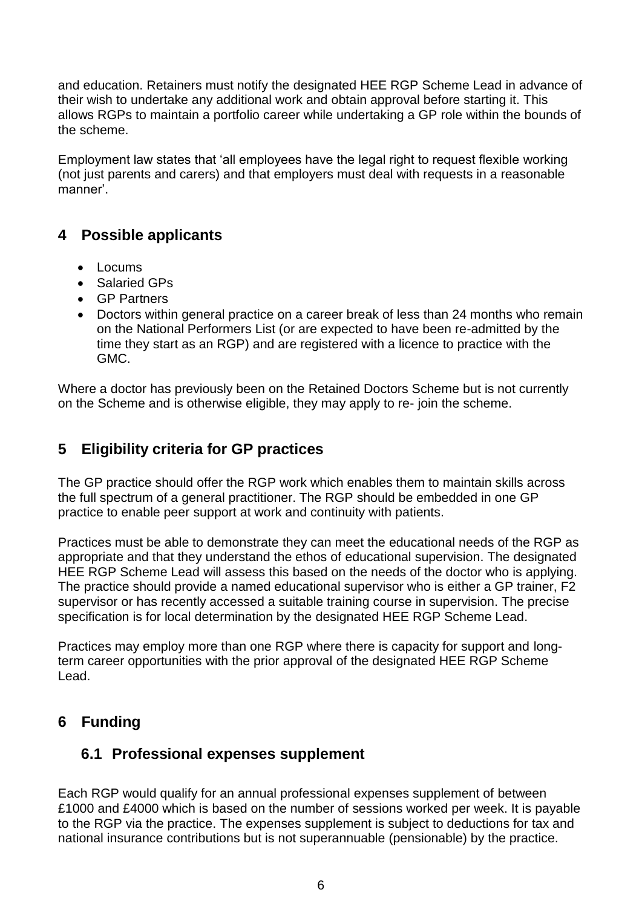and education. Retainers must notify the designated HEE RGP Scheme Lead in advance of their wish to undertake any additional work and obtain approval before starting it. This allows RGPs to maintain a portfolio career while undertaking a GP role within the bounds of the scheme.

Employment law states that 'all employees have the legal right to request flexible working (not just parents and carers) and that employers must deal with requests in a reasonable manner'.

## 4 Possible applicants

- Locums
- Salaried GPs
- GP Partners
- Doctors within general practice on a career break of less than 24 months who remain on the National Performers List (or are expected to have been re-admitted by the time they start as an RGP) and are registered with a licence to practice with the GMC.

Where a doctor has previously been on the Retained Doctors Scheme but is not currently on the Scheme and is otherwise eligible, they may apply to re- join the scheme.

## 5 Eligibility criteria for GP practices

The GP practice should offer the RGP work which enables them to maintain skills across the full spectrum of a general practitioner. The RGP should be embedded in one GP practice to enable peer support at work and continuity with patients.

Practices must be able to demonstrate they can meet the educational needs of the RGP as appropriate and that they understand the ethos of educational supervision. The designated HEE RGP Scheme Lead will assess this based on the needs of the doctor who is applying. The practice should provide a named educational supervisor who is either a GP trainer, F2 supervisor or has recently accessed a suitable training course in supervision. The precise specification is for local determination by the designated HEE RGP Scheme Lead.

Practices may employ more than one RGP where there is capacity for support and long-term career opportunities with the prior approval of the designated HEE RGP Scheme Lead.

## 6 Funding

### 6.1 Professional expenses supplement

Each RGP would qualify for an annual professional expenses supplement of between £1000 and £4000 which is based on the number of sessions worked per week. It is payable to the RGP via the practice. The expenses supplement is subject to deductions for tax and national insurance contributions but is not superannuable (pensionable) by the practice.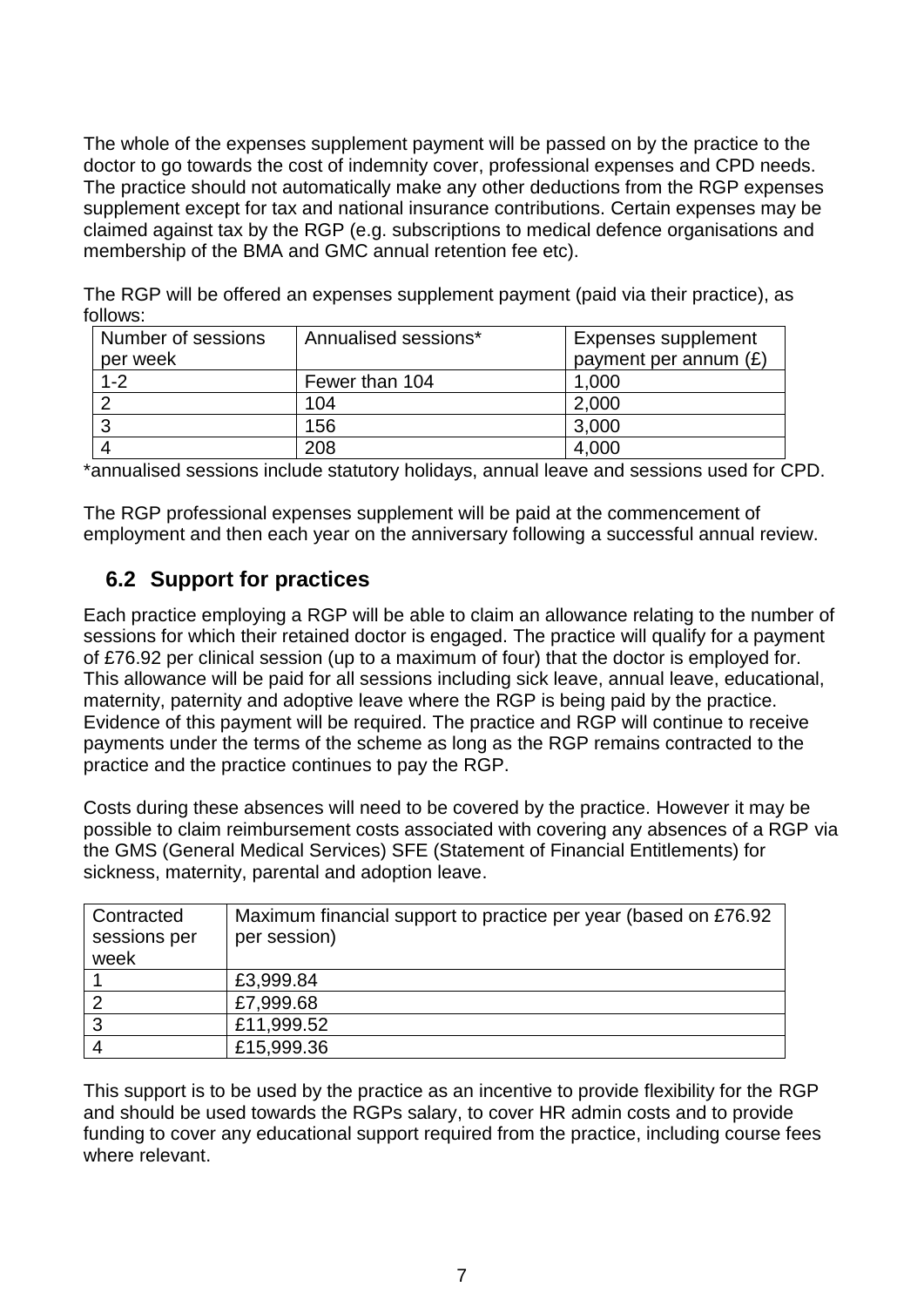The whole of the expenses supplement payment will be passed on by the practice to the doctor to go towards the cost of indemnity cover, professional expenses and CPD needs. The practice should not automatically make any other deductions from the RGP expenses supplement except for tax and national insurance contributions. Certain expenses may be claimed against tax by the RGP (e.g. subscriptions to medical defence organisations and membership of the BMA and GMC annual retention fee etc).

The RGP will be offered an expenses supplement payment (paid via their practice), as follows:

| Number of sessions per week | Annualised sessions* | Expenses supplement payment per annum (£) |
|---|---|---|
| 1-2 | Fewer than 104 | 1,000 |
| 2 | 104 | 2,000 |
| 3 | 156 | 3,000 |
| 4 | 208 | 4,000 |

*annualised sessions include statutory holidays, annual leave and sessions used for CPD.

The RGP professional expenses supplement will be paid at the commencement of employment and then each year on the anniversary following a successful annual review.

## 6.2 Support for practices

Each practice employing a RGP will be able to claim an allowance relating to the number of sessions for which their retained doctor is engaged. The practice will qualify for a payment of £76.92 per clinical session (up to a maximum of four) that the doctor is employed for. This allowance will be paid for all sessions including sick leave, annual leave, educational, maternity, paternity and adoptive leave where the RGP is being paid by the practice. Evidence of this payment will be required. The practice and RGP will continue to receive payments under the terms of the scheme as long as the RGP remains contracted to the practice and the practice continues to pay the RGP.

Costs during these absences will need to be covered by the practice. However it may be possible to claim reimbursement costs associated with covering any absences of a RGP via the GMS (General Medical Services) SFE (Statement of Financial Entitlements) for sickness, maternity, parental and adoption leave.

| Contracted sessions per week | Maximum financial support to practice per year (based on £76.92 per session) |
|---|---|
| 1 | £3,999.84 |
| 2 | £7,999.68 |
| 3 | £11,999.52 |
| 4 | £15,999.36 |

This support is to be used by the practice as an incentive to provide flexibility for the RGP and should be used towards the RGPs salary, to cover HR admin costs and to provide funding to cover any educational support required from the practice, including course fees where relevant.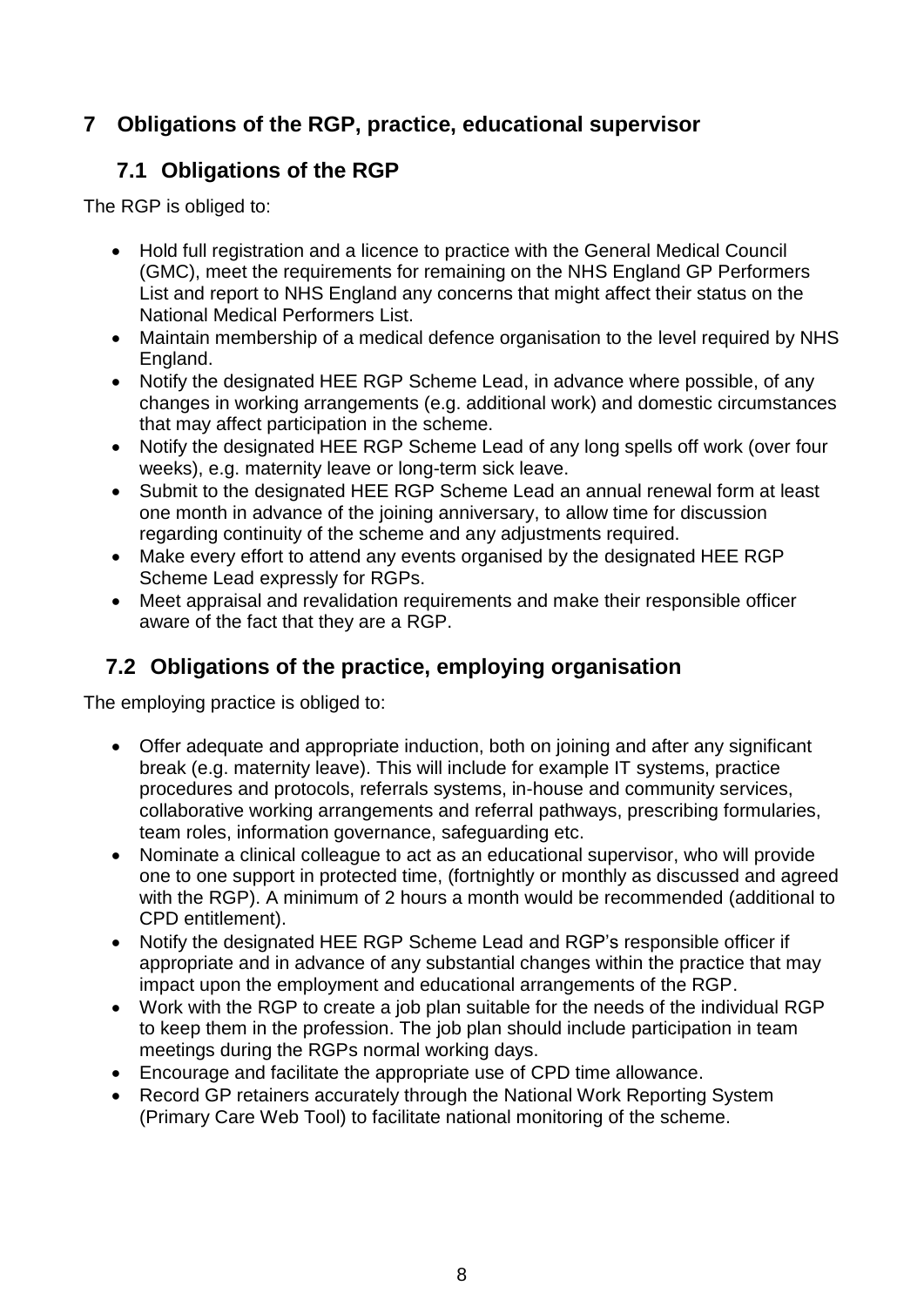# 7 Obligations of the RGP, practice, educational supervisor

## 7.1 Obligations of the RGP

The RGP is obliged to:

- Hold full registration and a licence to practice with the General Medical Council (GMC), meet the requirements for remaining on the NHS England GP Performers List and report to NHS England any concerns that might affect their status on the National Medical Performers List.
- Maintain membership of a medical defence organisation to the level required by NHS England.
- Notify the designated HEE RGP Scheme Lead, in advance where possible, of any changes in working arrangements (e.g. additional work) and domestic circumstances that may affect participation in the scheme.
- Notify the designated HEE RGP Scheme Lead of any long spells off work (over four weeks), e.g. maternity leave or long-term sick leave.
- Submit to the designated HEE RGP Scheme Lead an annual renewal form at least one month in advance of the joining anniversary, to allow time for discussion regarding continuity of the scheme and any adjustments required.
- Make every effort to attend any events organised by the designated HEE RGP Scheme Lead expressly for RGPs.
- Meet appraisal and revalidation requirements and make their responsible officer aware of the fact that they are a RGP.

## 7.2 Obligations of the practice, employing organisation

The employing practice is obliged to:

- Offer adequate and appropriate induction, both on joining and after any significant break (e.g. maternity leave). This will include for example IT systems, practice procedures and protocols, referrals systems, in-house and community services, collaborative working arrangements and referral pathways, prescribing formularies, team roles, information governance, safeguarding etc.
- Nominate a clinical colleague to act as an educational supervisor, who will provide one to one support in protected time, (fortnightly or monthly as discussed and agreed with the RGP). A minimum of 2 hours a month would be recommended (additional to CPD entitlement).
- Notify the designated HEE RGP Scheme Lead and RGP's responsible officer if appropriate and in advance of any substantial changes within the practice that may impact upon the employment and educational arrangements of the RGP.
- Work with the RGP to create a job plan suitable for the needs of the individual RGP to keep them in the profession. The job plan should include participation in team meetings during the RGPs normal working days.
- Encourage and facilitate the appropriate use of CPD time allowance.
- Record GP retainers accurately through the National Work Reporting System (Primary Care Web Tool) to facilitate national monitoring of the scheme.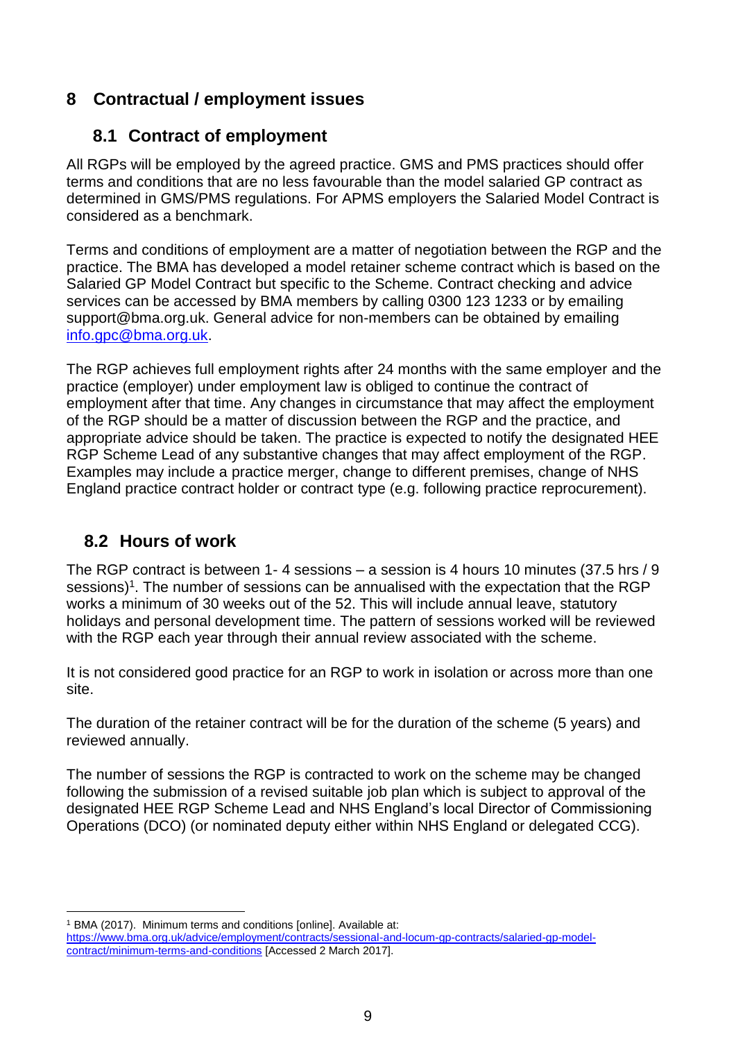# 8 Contractual / employment issues

## 8.1 Contract of employment

All RGPs will be employed by the agreed practice. GMS and PMS practices should offer terms and conditions that are no less favourable than the model salaried GP contract as determined in GMS/PMS regulations. For APMS employers the Salaried Model Contract is considered as a benchmark.

Terms and conditions of employment are a matter of negotiation between the RGP and the practice. The BMA has developed a model retainer scheme contract which is based on the Salaried GP Model Contract but specific to the Scheme. Contract checking and advice services can be accessed by BMA members by calling 0300 123 1233 or by emailing support@bma.org.uk. General advice for non-members can be obtained by emailing info.gpc@bma.org.uk.

The RGP achieves full employment rights after 24 months with the same employer and the practice (employer) under employment law is obliged to continue the contract of employment after that time. Any changes in circumstance that may affect the employment of the RGP should be a matter of discussion between the RGP and the practice, and appropriate advice should be taken. The practice is expected to notify the designated HEE RGP Scheme Lead of any substantive changes that may affect employment of the RGP. Examples may include a practice merger, change to different premises, change of NHS England practice contract holder or contract type (e.g. following practice reprocurement).

## 8.2 Hours of work

The RGP contract is between 1- 4 sessions – a session is 4 hours 10 minutes (37.5 hrs / 9 sessions)[1]. The number of sessions can be annualised with the expectation that the RGP works a minimum of 30 weeks out of the 52. This will include annual leave, statutory holidays and personal development time. The pattern of sessions worked will be reviewed with the RGP each year through their annual review associated with the scheme.

It is not considered good practice for an RGP to work in isolation or across more than one site.

The duration of the retainer contract will be for the duration of the scheme (5 years) and reviewed annually.

The number of sessions the RGP is contracted to work on the scheme may be changed following the submission of a revised suitable job plan which is subject to approval of the designated HEE RGP Scheme Lead and NHS England's local Director of Commissioning Operations (DCO) (or nominated deputy either within NHS England or delegated CCG).

---

[1] BMA (2017). Minimum terms and conditions [online]. Available at: https://www.bma.org.uk/advice/employment/contracts/sessional-and-locum-gp-contracts/salaried-gp-model-contract/minimum-terms-and-conditions [Accessed 2 March 2017].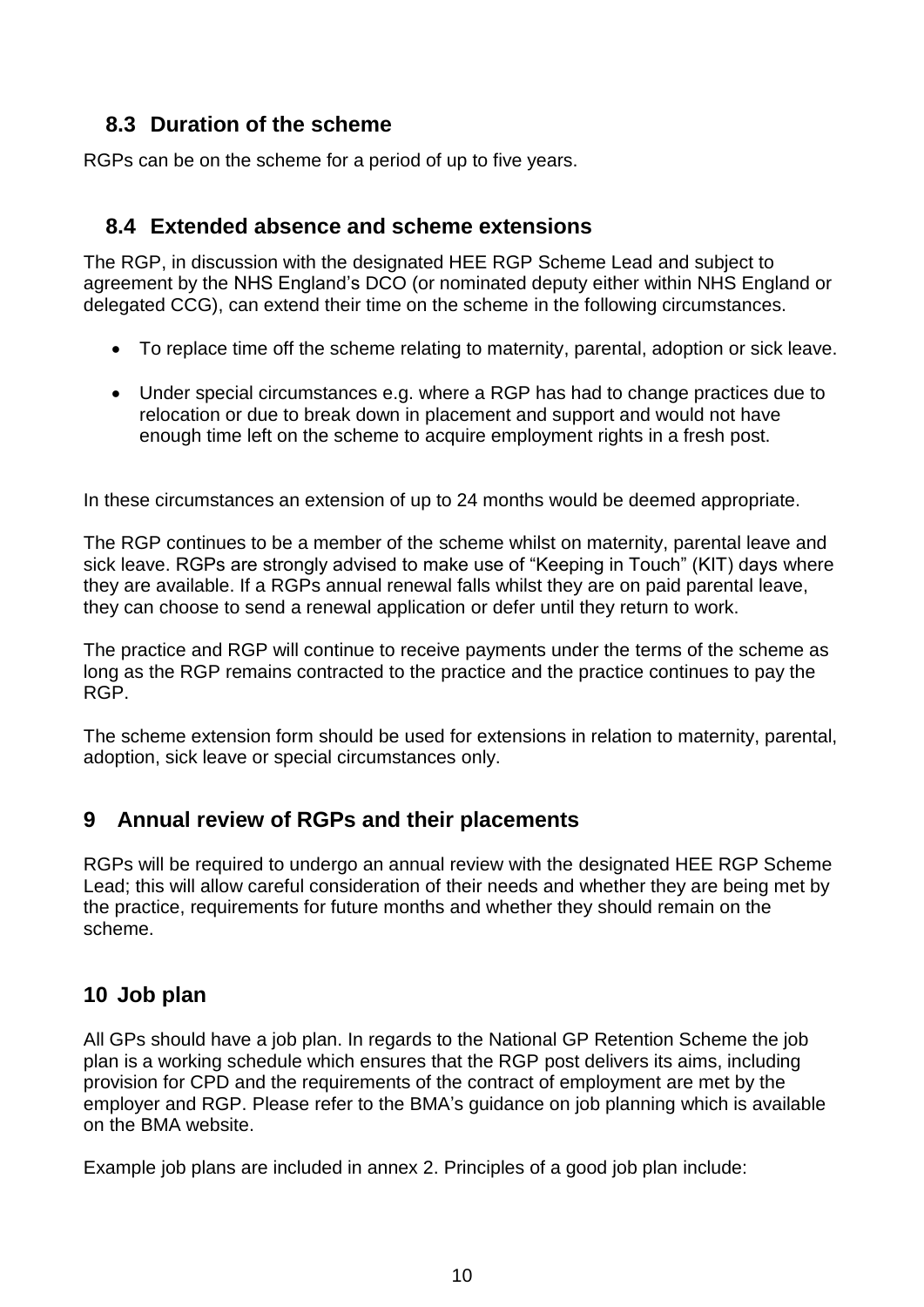### 8.3 Duration of the scheme

RGPs can be on the scheme for a period of up to five years.

### 8.4 Extended absence and scheme extensions

The RGP, in discussion with the designated HEE RGP Scheme Lead and subject to agreement by the NHS England's DCO (or nominated deputy either within NHS England or delegated CCG), can extend their time on the scheme in the following circumstances.

- To replace time off the scheme relating to maternity, parental, adoption or sick leave.
- Under special circumstances e.g. where a RGP has had to change practices due to relocation or due to break down in placement and support and would not have enough time left on the scheme to acquire employment rights in a fresh post.

In these circumstances an extension of up to 24 months would be deemed appropriate.

The RGP continues to be a member of the scheme whilst on maternity, parental leave and sick leave. RGPs are strongly advised to make use of "Keeping in Touch" (KIT) days where they are available. If a RGPs annual renewal falls whilst they are on paid parental leave, they can choose to send a renewal application or defer until they return to work.

The practice and RGP will continue to receive payments under the terms of the scheme as long as the RGP remains contracted to the practice and the practice continues to pay the RGP.

The scheme extension form should be used for extensions in relation to maternity, parental, adoption, sick leave or special circumstances only.

## 9 Annual review of RGPs and their placements

RGPs will be required to undergo an annual review with the designated HEE RGP Scheme Lead; this will allow careful consideration of their needs and whether they are being met by the practice, requirements for future months and whether they should remain on the scheme.

## 10 Job plan

All GPs should have a job plan. In regards to the National GP Retention Scheme the job plan is a working schedule which ensures that the RGP post delivers its aims, including provision for CPD and the requirements of the contract of employment are met by the employer and RGP. Please refer to the BMA's guidance on job planning which is available on the BMA website.

Example job plans are included in annex 2. Principles of a good job plan include: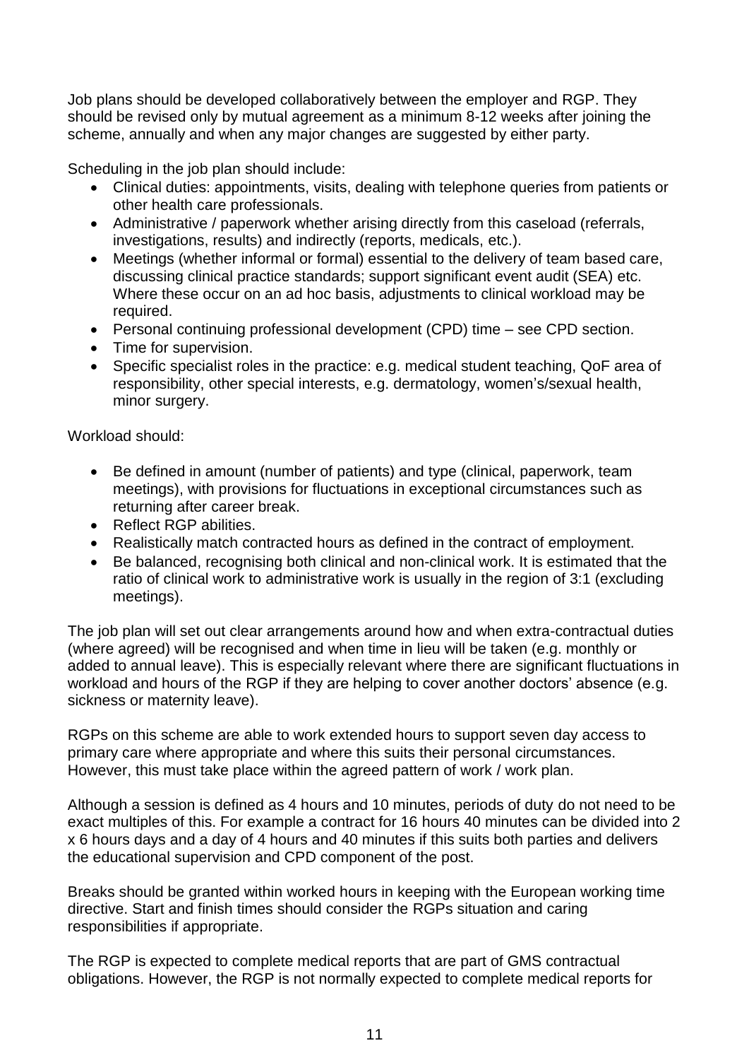Job plans should be developed collaboratively between the employer and RGP. They should be revised only by mutual agreement as a minimum 8-12 weeks after joining the scheme, annually and when any major changes are suggested by either party.

Scheduling in the job plan should include:

- Clinical duties: appointments, visits, dealing with telephone queries from patients or other health care professionals.
- Administrative / paperwork whether arising directly from this caseload (referrals, investigations, results) and indirectly (reports, medicals, etc.).
- Meetings (whether informal or formal) essential to the delivery of team based care, discussing clinical practice standards; support significant event audit (SEA) etc. Where these occur on an ad hoc basis, adjustments to clinical workload may be required.
- Personal continuing professional development (CPD) time – see CPD section.
- Time for supervision.
- Specific specialist roles in the practice: e.g. medical student teaching, QoF area of responsibility, other special interests, e.g. dermatology, women's/sexual health, minor surgery.

Workload should:

- Be defined in amount (number of patients) and type (clinical, paperwork, team meetings), with provisions for fluctuations in exceptional circumstances such as returning after career break.
- Reflect RGP abilities.
- Realistically match contracted hours as defined in the contract of employment.
- Be balanced, recognising both clinical and non-clinical work. It is estimated that the ratio of clinical work to administrative work is usually in the region of 3:1 (excluding meetings).

The job plan will set out clear arrangements around how and when extra-contractual duties (where agreed) will be recognised and when time in lieu will be taken (e.g. monthly or added to annual leave). This is especially relevant where there are significant fluctuations in workload and hours of the RGP if they are helping to cover another doctors' absence (e.g. sickness or maternity leave).

RGPs on this scheme are able to work extended hours to support seven day access to primary care where appropriate and where this suits their personal circumstances. However, this must take place within the agreed pattern of work / work plan.

Although a session is defined as 4 hours and 10 minutes, periods of duty do not need to be exact multiples of this. For example a contract for 16 hours 40 minutes can be divided into 2 x 6 hours days and a day of 4 hours and 40 minutes if this suits both parties and delivers the educational supervision and CPD component of the post.

Breaks should be granted within worked hours in keeping with the European working time directive. Start and finish times should consider the RGPs situation and caring responsibilities if appropriate.

The RGP is expected to complete medical reports that are part of GMS contractual obligations. However, the RGP is not normally expected to complete medical reports for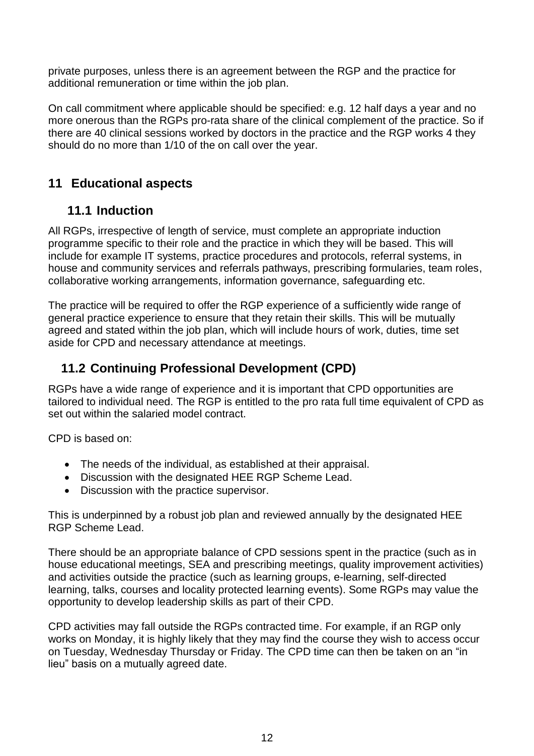private purposes, unless there is an agreement between the RGP and the practice for additional remuneration or time within the job plan.

On call commitment where applicable should be specified: e.g. 12 half days a year and no more onerous than the RGPs pro-rata share of the clinical complement of the practice. So if there are 40 clinical sessions worked by doctors in the practice and the RGP works 4 they should do no more than 1/10 of the on call over the year.

## 11 Educational aspects

### 11.1 Induction

All RGPs, irrespective of length of service, must complete an appropriate induction programme specific to their role and the practice in which they will be based. This will include for example IT systems, practice procedures and protocols, referral systems, in house and community services and referrals pathways, prescribing formularies, team roles, collaborative working arrangements, information governance, safeguarding etc.

The practice will be required to offer the RGP experience of a sufficiently wide range of general practice experience to ensure that they retain their skills. This will be mutually agreed and stated within the job plan, which will include hours of work, duties, time set aside for CPD and necessary attendance at meetings.

### 11.2 Continuing Professional Development (CPD)

RGPs have a wide range of experience and it is important that CPD opportunities are tailored to individual need. The RGP is entitled to the pro rata full time equivalent of CPD as set out within the salaried model contract.

CPD is based on:

- The needs of the individual, as established at their appraisal.
- Discussion with the designated HEE RGP Scheme Lead.
- Discussion with the practice supervisor.

This is underpinned by a robust job plan and reviewed annually by the designated HEE RGP Scheme Lead.

There should be an appropriate balance of CPD sessions spent in the practice (such as in house educational meetings, SEA and prescribing meetings, quality improvement activities) and activities outside the practice (such as learning groups, e-learning, self-directed learning, talks, courses and locality protected learning events). Some RGPs may value the opportunity to develop leadership skills as part of their CPD.

CPD activities may fall outside the RGPs contracted time. For example, if an RGP only works on Monday, it is highly likely that they may find the course they wish to access occur on Tuesday, Wednesday Thursday or Friday. The CPD time can then be taken on an "in lieu" basis on a mutually agreed date.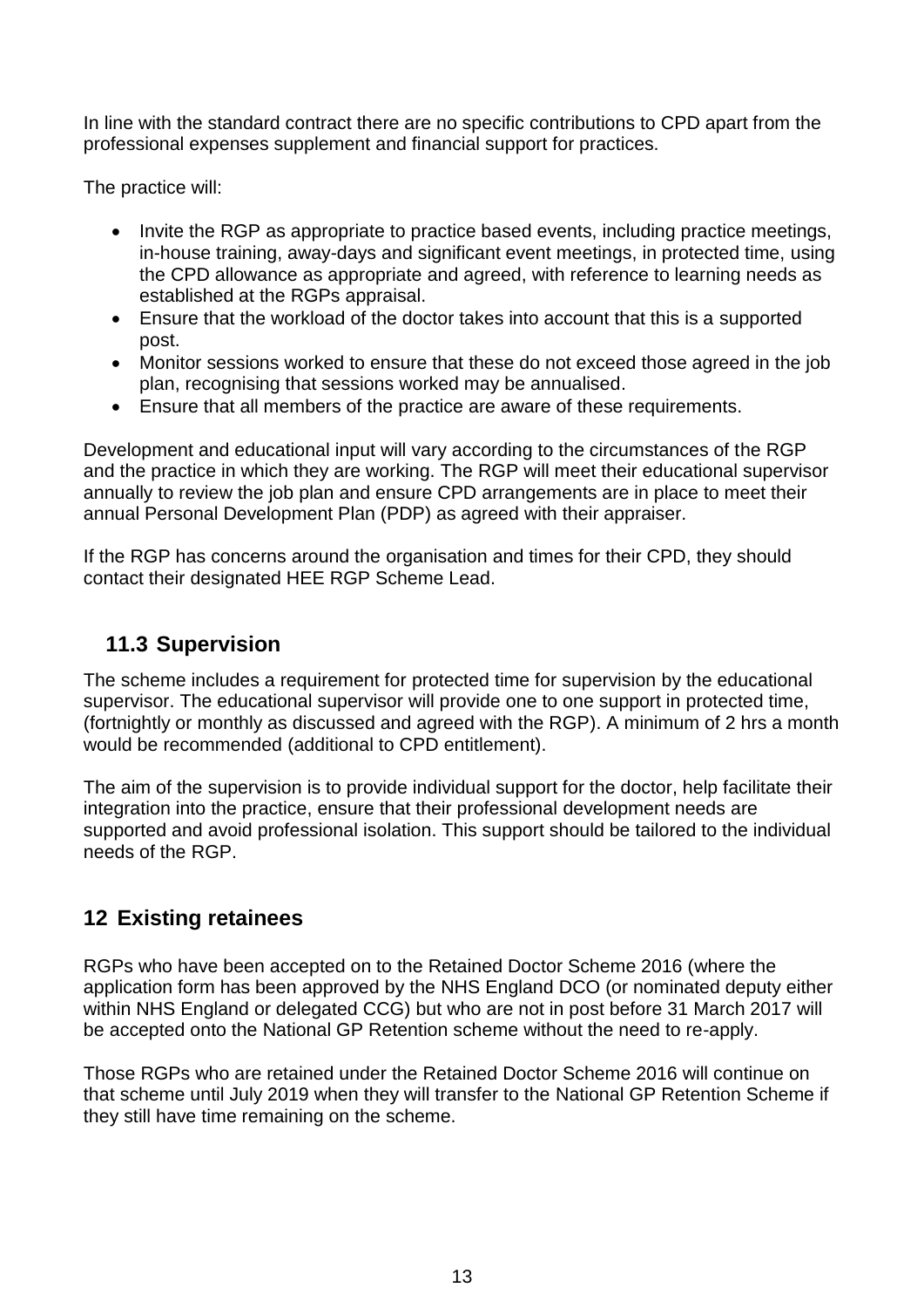In line with the standard contract there are no specific contributions to CPD apart from the professional expenses supplement and financial support for practices.

The practice will:

- Invite the RGP as appropriate to practice based events, including practice meetings, in-house training, away-days and significant event meetings, in protected time, using the CPD allowance as appropriate and agreed, with reference to learning needs as established at the RGPs appraisal.
- Ensure that the workload of the doctor takes into account that this is a supported post.
- Monitor sessions worked to ensure that these do not exceed those agreed in the job plan, recognising that sessions worked may be annualised.
- Ensure that all members of the practice are aware of these requirements.

Development and educational input will vary according to the circumstances of the RGP and the practice in which they are working. The RGP will meet their educational supervisor annually to review the job plan and ensure CPD arrangements are in place to meet their annual Personal Development Plan (PDP) as agreed with their appraiser.

If the RGP has concerns around the organisation and times for their CPD, they should contact their designated HEE RGP Scheme Lead.

### 11.3 Supervision

The scheme includes a requirement for protected time for supervision by the educational supervisor. The educational supervisor will provide one to one support in protected time, (fortnightly or monthly as discussed and agreed with the RGP). A minimum of 2 hrs a month would be recommended (additional to CPD entitlement).

The aim of the supervision is to provide individual support for the doctor, help facilitate their integration into the practice, ensure that their professional development needs are supported and avoid professional isolation. This support should be tailored to the individual needs of the RGP.

## 12 Existing retainees

RGPs who have been accepted on to the Retained Doctor Scheme 2016 (where the application form has been approved by the NHS England DCO (or nominated deputy either within NHS England or delegated CCG) but who are not in post before 31 March 2017 will be accepted onto the National GP Retention scheme without the need to re-apply.

Those RGPs who are retained under the Retained Doctor Scheme 2016 will continue on that scheme until July 2019 when they will transfer to the National GP Retention Scheme if they still have time remaining on the scheme.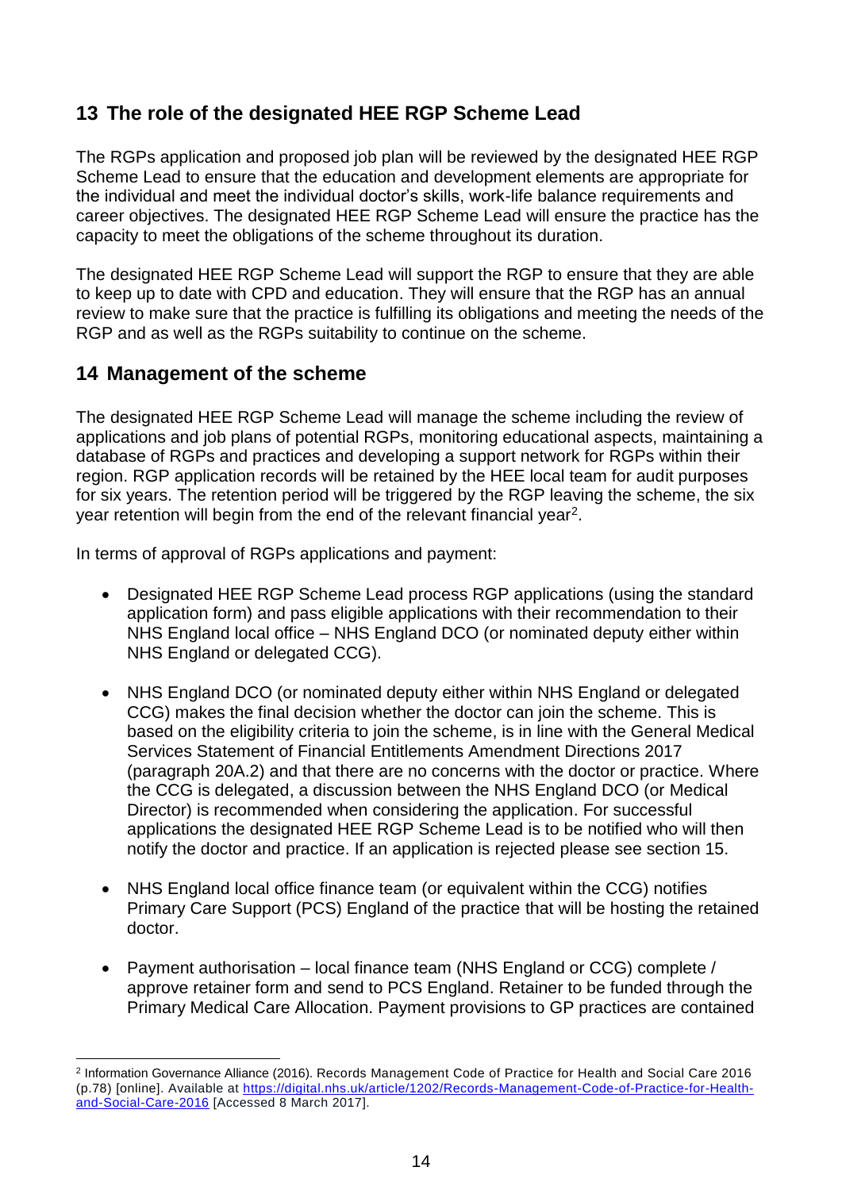## 13 The role of the designated HEE RGP Scheme Lead

The RGPs application and proposed job plan will be reviewed by the designated HEE RGP Scheme Lead to ensure that the education and development elements are appropriate for the individual and meet the individual doctor's skills, work-life balance requirements and career objectives. The designated HEE RGP Scheme Lead will ensure the practice has the capacity to meet the obligations of the scheme throughout its duration.

The designated HEE RGP Scheme Lead will support the RGP to ensure that they are able to keep up to date with CPD and education. They will ensure that the RGP has an annual review to make sure that the practice is fulfilling its obligations and meeting the needs of the RGP and as well as the RGPs suitability to continue on the scheme.

## 14 Management of the scheme

The designated HEE RGP Scheme Lead will manage the scheme including the review of applications and job plans of potential RGPs, monitoring educational aspects, maintaining a database of RGPs and practices and developing a support network for RGPs within their region. RGP application records will be retained by the HEE local team for audit purposes for six years. The retention period will be triggered by the RGP leaving the scheme, the six year retention will begin from the end of the relevant financial year[2].

In terms of approval of RGPs applications and payment:

- Designated HEE RGP Scheme Lead process RGP applications (using the standard application form) and pass eligible applications with their recommendation to their NHS England local office – NHS England DCO (or nominated deputy either within NHS England or delegated CCG).

- NHS England DCO (or nominated deputy either within NHS England or delegated CCG) makes the final decision whether the doctor can join the scheme. This is based on the eligibility criteria to join the scheme, is in line with the General Medical Services Statement of Financial Entitlements Amendment Directions 2017 (paragraph 20A.2) and that there are no concerns with the doctor or practice. Where the CCG is delegated, a discussion between the NHS England DCO (or Medical Director) is recommended when considering the application. For successful applications the designated HEE RGP Scheme Lead is to be notified who will then notify the doctor and practice. If an application is rejected please see section 15.

- NHS England local office finance team (or equivalent within the CCG) notifies Primary Care Support (PCS) England of the practice that will be hosting the retained doctor.

- Payment authorisation – local finance team (NHS England or CCG) complete / approve retainer form and send to PCS England. Retainer to be funded through the Primary Medical Care Allocation. Payment provisions to GP practices are contained

[2] Information Governance Alliance (2016). Records Management Code of Practice for Health and Social Care 2016 (p.78) [online]. Available at https://digital.nhs.uk/article/1202/Records-Management-Code-of-Practice-for-Health-and-Social-Care-2016 [Accessed 8 March 2017].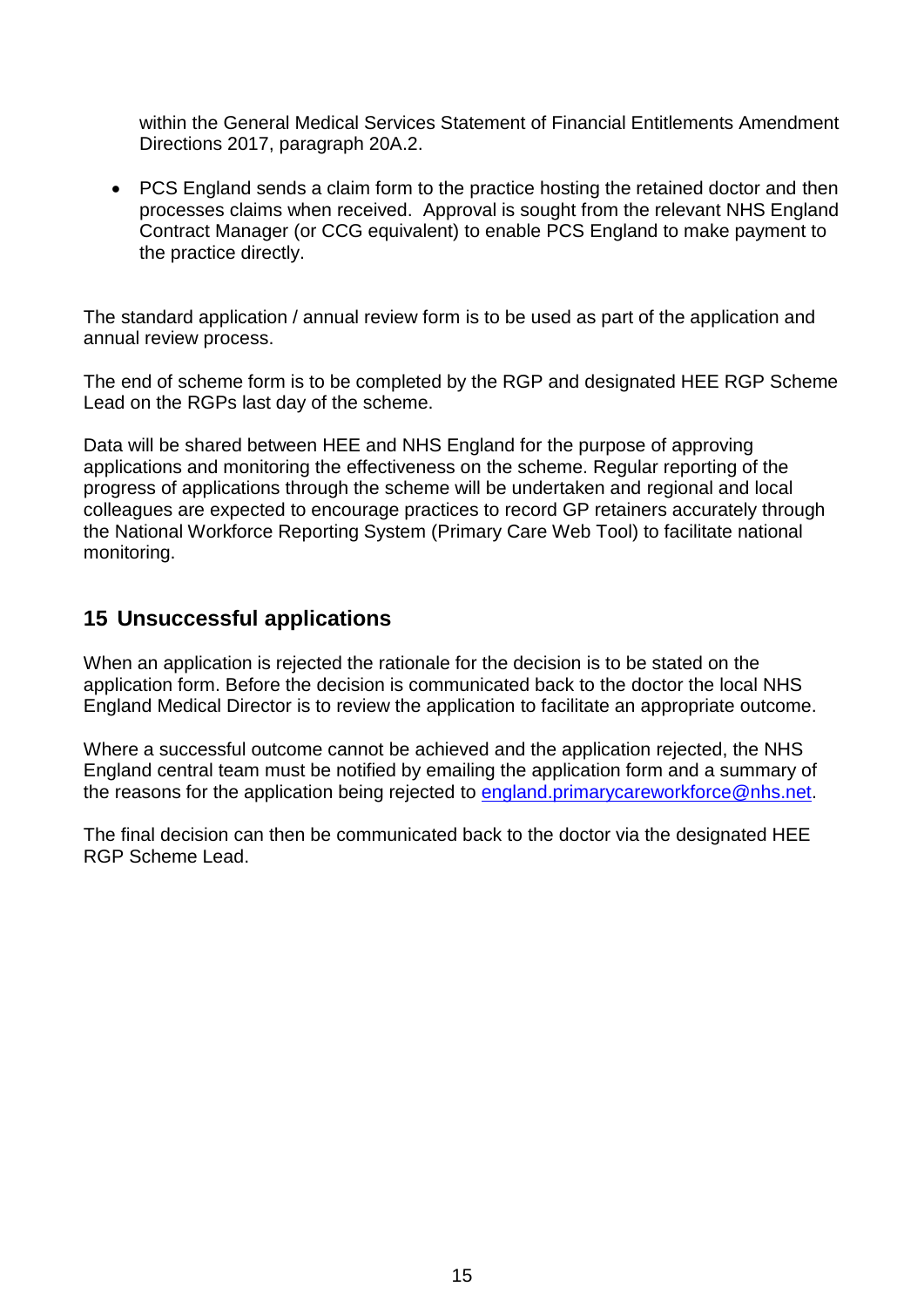within the General Medical Services Statement of Financial Entitlements Amendment Directions 2017, paragraph 20A.2.

- PCS England sends a claim form to the practice hosting the retained doctor and then processes claims when received. Approval is sought from the relevant NHS England Contract Manager (or CCG equivalent) to enable PCS England to make payment to the practice directly.

The standard application / annual review form is to be used as part of the application and annual review process.

The end of scheme form is to be completed by the RGP and designated HEE RGP Scheme Lead on the RGPs last day of the scheme.

Data will be shared between HEE and NHS England for the purpose of approving applications and monitoring the effectiveness on the scheme. Regular reporting of the progress of applications through the scheme will be undertaken and regional and local colleagues are expected to encourage practices to record GP retainers accurately through the National Workforce Reporting System (Primary Care Web Tool) to facilitate national monitoring.

## 15 Unsuccessful applications

When an application is rejected the rationale for the decision is to be stated on the application form. Before the decision is communicated back to the doctor the local NHS England Medical Director is to review the application to facilitate an appropriate outcome.

Where a successful outcome cannot be achieved and the application rejected, the NHS England central team must be notified by emailing the application form and a summary of the reasons for the application being rejected to england.primarycareworkforce@nhs.net.

The final decision can then be communicated back to the doctor via the designated HEE RGP Scheme Lead.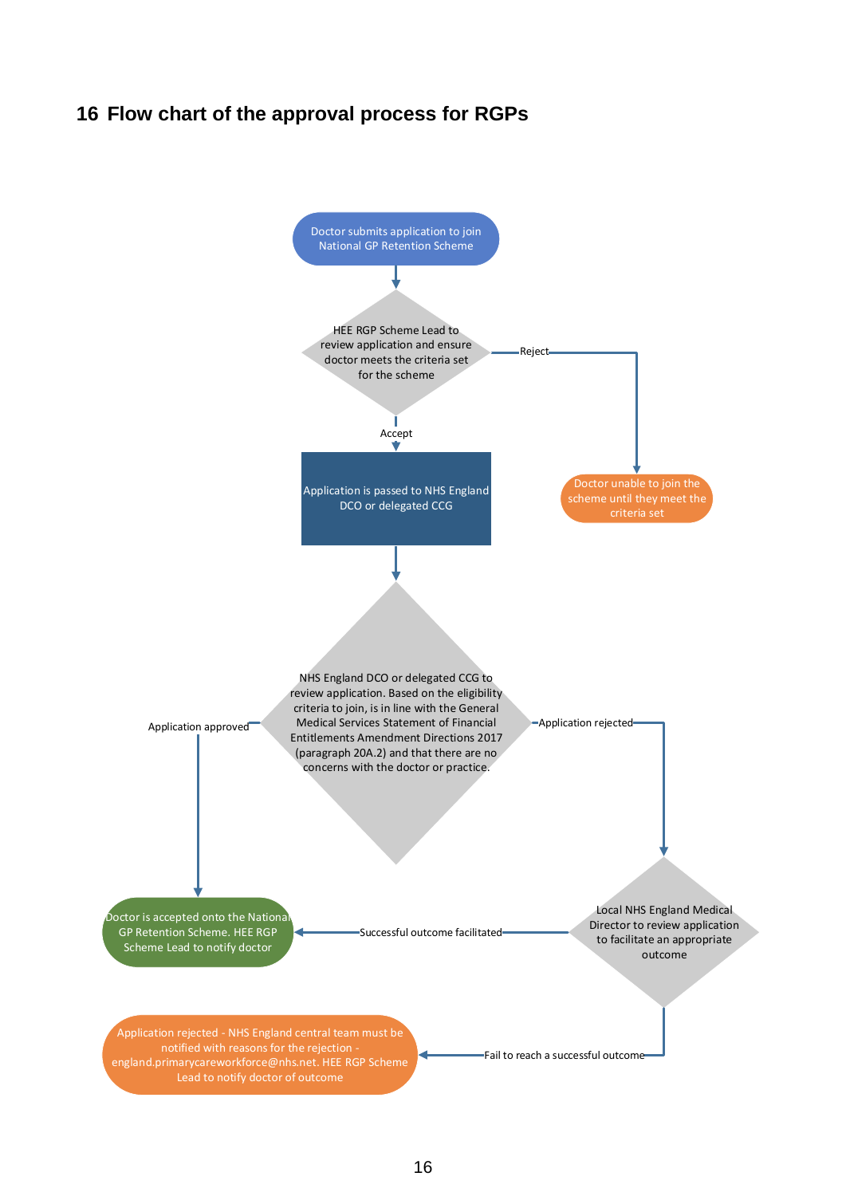## 16 Flow chart of the approval process for RGPs

Doctor submits application to join National GP Retention Scheme

HEE RGP Scheme Lead to review application and ensure doctor meets the criteria set for the scheme

Reject

Doctor unable to join the scheme until they meet the criteria set

Accept

Application is passed to NHS England DCO or delegated CCG

NHS England DCO or delegated CCG to review application. Based on the eligibility criteria to join, is in line with the General Medical Services Statement of Financial Entitlements Amendment Directions 2017 (paragraph 20A.2) and that there are no concerns with the doctor or practice.

Application approved

Doctor is accepted onto the National GP Retention Scheme. HEE RGP Scheme Lead to notify doctor

Application rejected

Local NHS England Medical Director to review application to facilitate an appropriate outcome

Successful outcome facilitated

Fail to reach a successful outcome

Application rejected - NHS England central team must be notified with reasons for the rejection - england.primarycareworkforce@nhs.net. HEE RGP Scheme Lead to notify doctor of outcome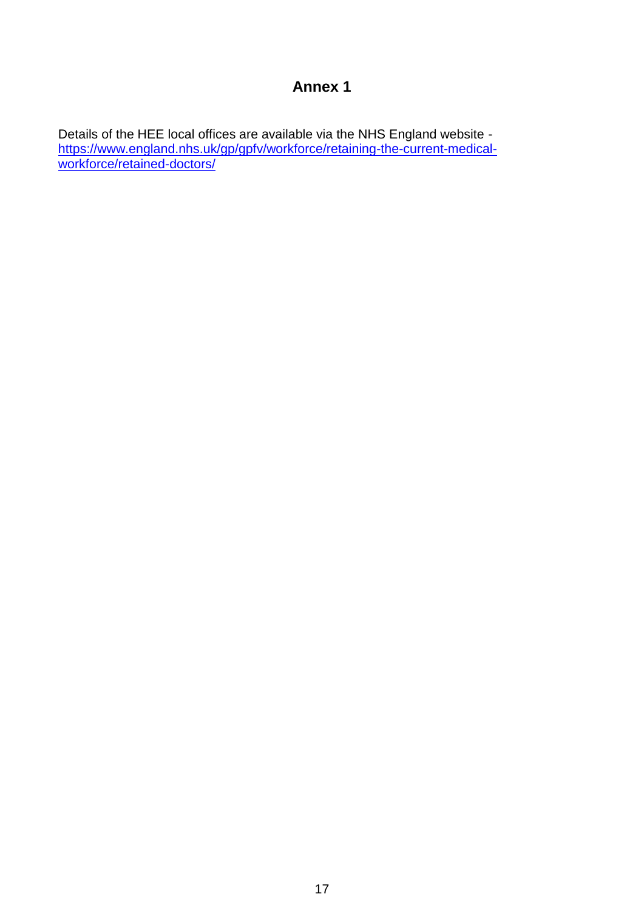# Annex 1

Details of the HEE local offices are available via the NHS England website - [https://www.england.nhs.uk/gp/gpfv/workforce/retaining-the-current-medical-workforce/retained-doctors/](https://www.england.nhs.uk/gp/gpfv/workforce/retaining-the-current-medical-workforce/retained-doctors/)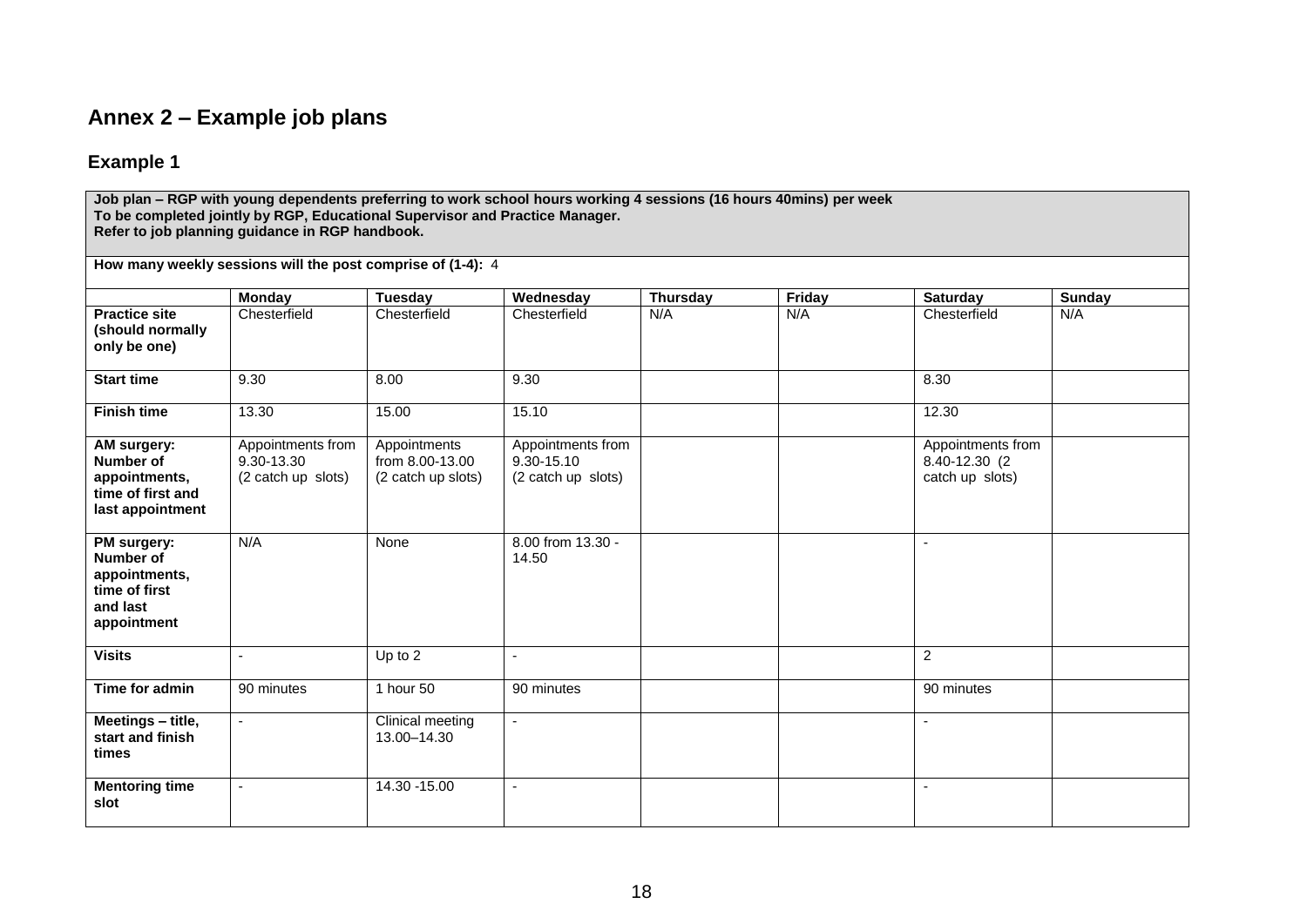## Annex 2 – Example job plans

### Example 1

**Job plan – RGP with young dependents preferring to work school hours working 4 sessions (16 hours 40mins) per week**
**To be completed jointly by RGP, Educational Supervisor and Practice Manager.**
**Refer to job planning guidance in RGP handbook.**

**How many weekly sessions will the post comprise of (1-4):** 4

| | Monday | Tuesday | Wednesday | Thursday | Friday | Saturday | Sunday |
|---|---|---|---|---|---|---|---|
| **Practice site (should normally only be one)** | Chesterfield | Chesterfield | Chesterfield | N/A | N/A | Chesterfield | N/A |
| **Start time** | 9.30 | 8.00 | 9.30 | | | 8.30 | |
| **Finish time** | 13.30 | 15.00 | 15.10 | | | 12.30 | |
| **AM surgery: Number of appointments, time of first and last appointment** | Appointments from 9.30-13.30 (2 catch up slots) | Appointments from 8.00-13.00 (2 catch up slots) | Appointments from 9.30-15.10 (2 catch up slots) | | | Appointments from 8.40-12.30 (2 catch up slots) | |
| **PM surgery: Number of appointments, time of first and last appointment** | N/A | None | 8.00 from 13.30 - 14.50 | | | - | |
| **Visits** | - | Up to 2 | - | | | 2 | |
| **Time for admin** | 90 minutes | 1 hour 50 | 90 minutes | | | 90 minutes | |
| **Meetings – title, start and finish times** | - | Clinical meeting 13.00–14.30 | - | | | - | |
| **Mentoring time slot** | - | 14.30 -15.00 | - | | | - | |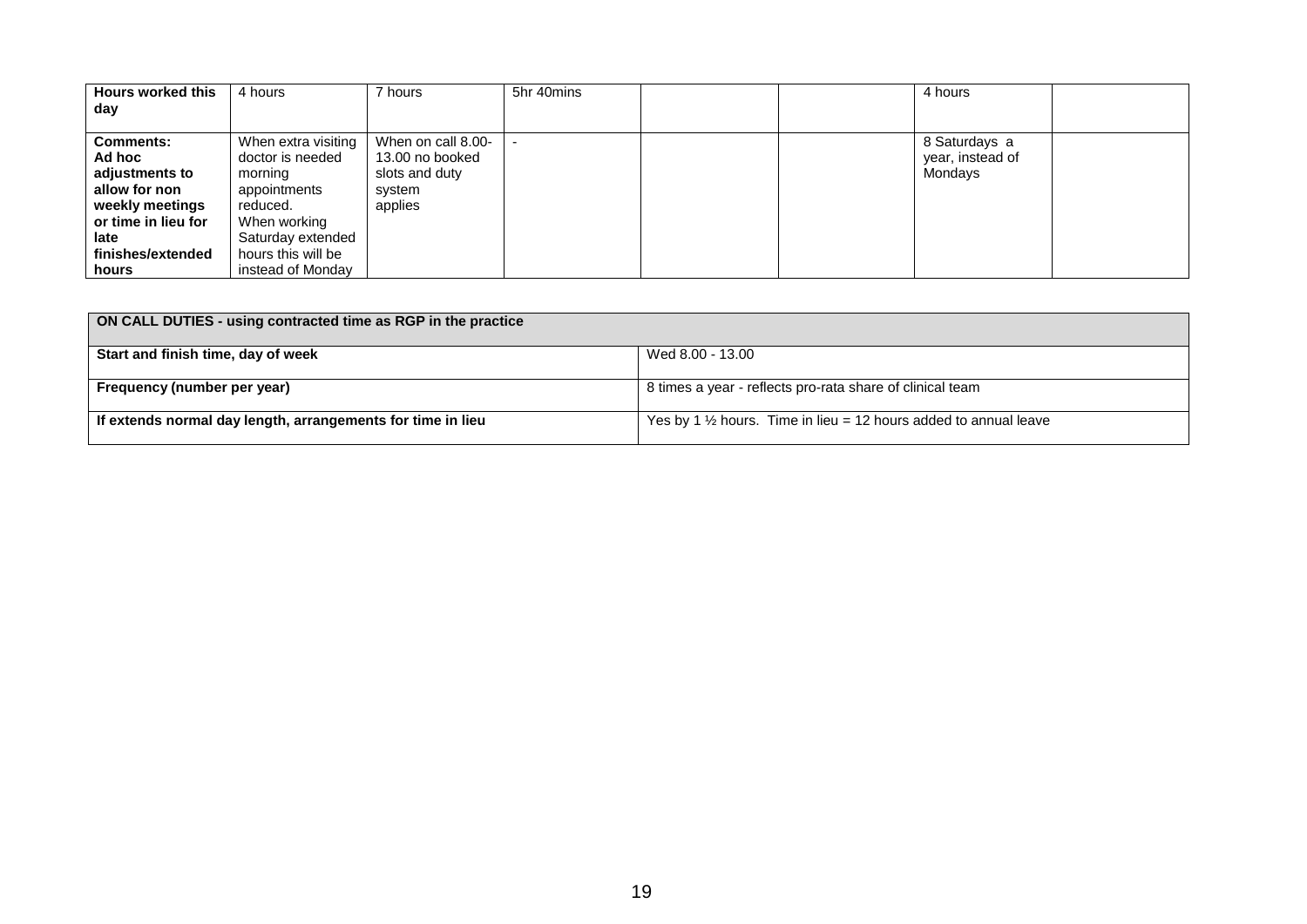| | | | | | | | |
|---|---|---|---|---|---|---|---|
| **Hours worked this day** | 4 hours | 7 hours | 5hr 40mins | | | 4 hours | |
| **Comments: Ad hoc adjustments to allow for non weekly meetings or time in lieu for late finishes/extended hours** | When extra visiting doctor is needed morning appointments reduced. When working Saturday extended hours this will be instead of Monday | When on call 8.00-13.00 no booked slots and duty system applies | - | | | 8 Saturdays a year, instead of Mondays | |

| **ON CALL DUTIES - using contracted time as RGP in the practice** | |
|---|---|
| **Start and finish time, day of week** | Wed 8.00 - 13.00 |
| **Frequency (number per year)** | 8 times a year - reflects pro-rata share of clinical team |
| **If extends normal day length, arrangements for time in lieu** | Yes by 1 ½ hours. Time in lieu = 12 hours added to annual leave |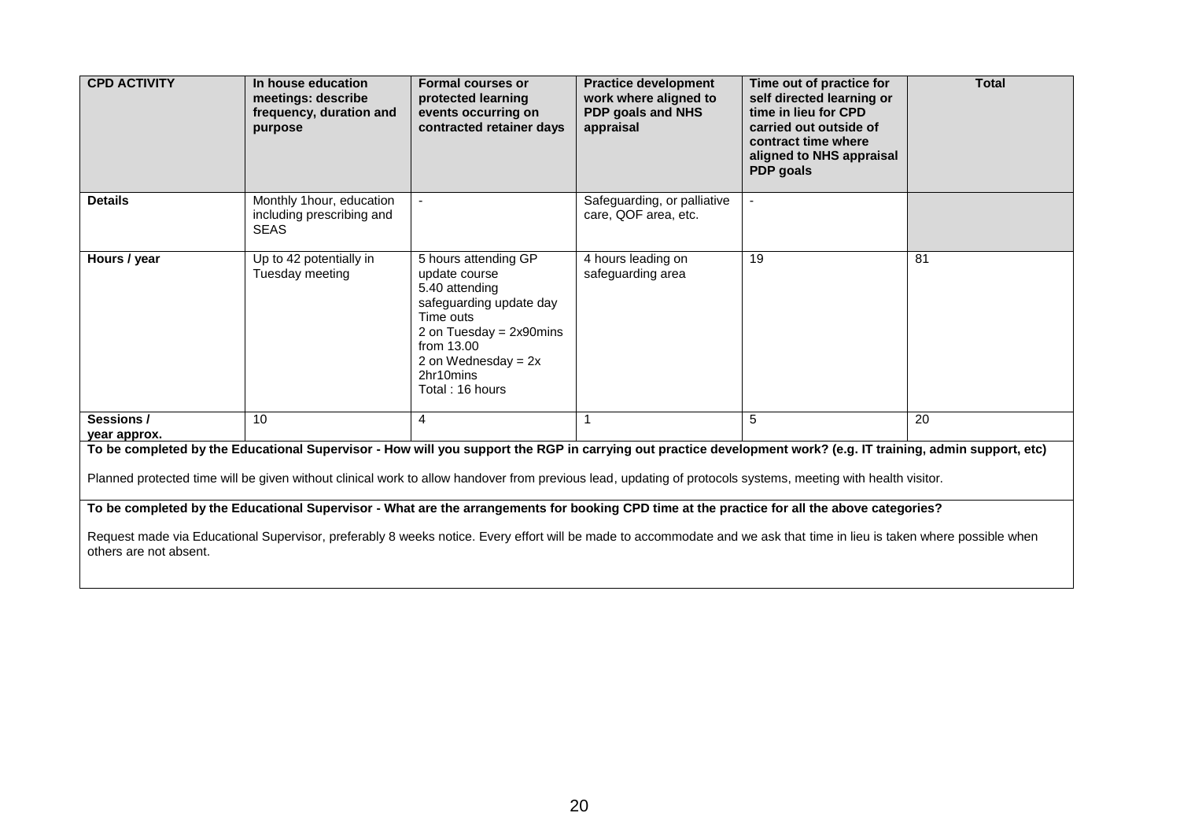| **CPD ACTIVITY** | **In house education meetings: describe frequency, duration and purpose** | **Formal courses or protected learning events occurring on contracted retainer days** | **Practice development work where aligned to PDP goals and NHS appraisal** | **Time out of practice for self directed learning or time in lieu for CPD carried out outside of contract time where aligned to NHS appraisal PDP goals** | **Total** |
|---|---|---|---|---|---|
| **Details** | Monthly 1hour, education including prescribing and SEAS | - | Safeguarding, or palliative care, QOF area, etc. | - | |
| **Hours / year** | Up to 42 potentially in Tuesday meeting | 5 hours attending GP update course<br>5.40 attending safeguarding update day<br>Time outs<br>2 on Tuesday = 2x90mins from 13.00<br>2 on Wednesday = 2x 2hr10mins<br>Total : 16 hours | 4 hours leading on safeguarding area | 19 | 81 |
| **Sessions / year approx.** | 10 | 4 | 1 | 5 | 20 |

**To be completed by the Educational Supervisor - How will you support the RGP in carrying out practice development work? (e.g. IT training, admin support, etc)**

Planned protected time will be given without clinical work to allow handover from previous lead, updating of protocols systems, meeting with health visitor.

**To be completed by the Educational Supervisor - What are the arrangements for booking CPD time at the practice for all the above categories?**

Request made via Educational Supervisor, preferably 8 weeks notice. Every effort will be made to accommodate and we ask that time in lieu is taken where possible when others are not absent.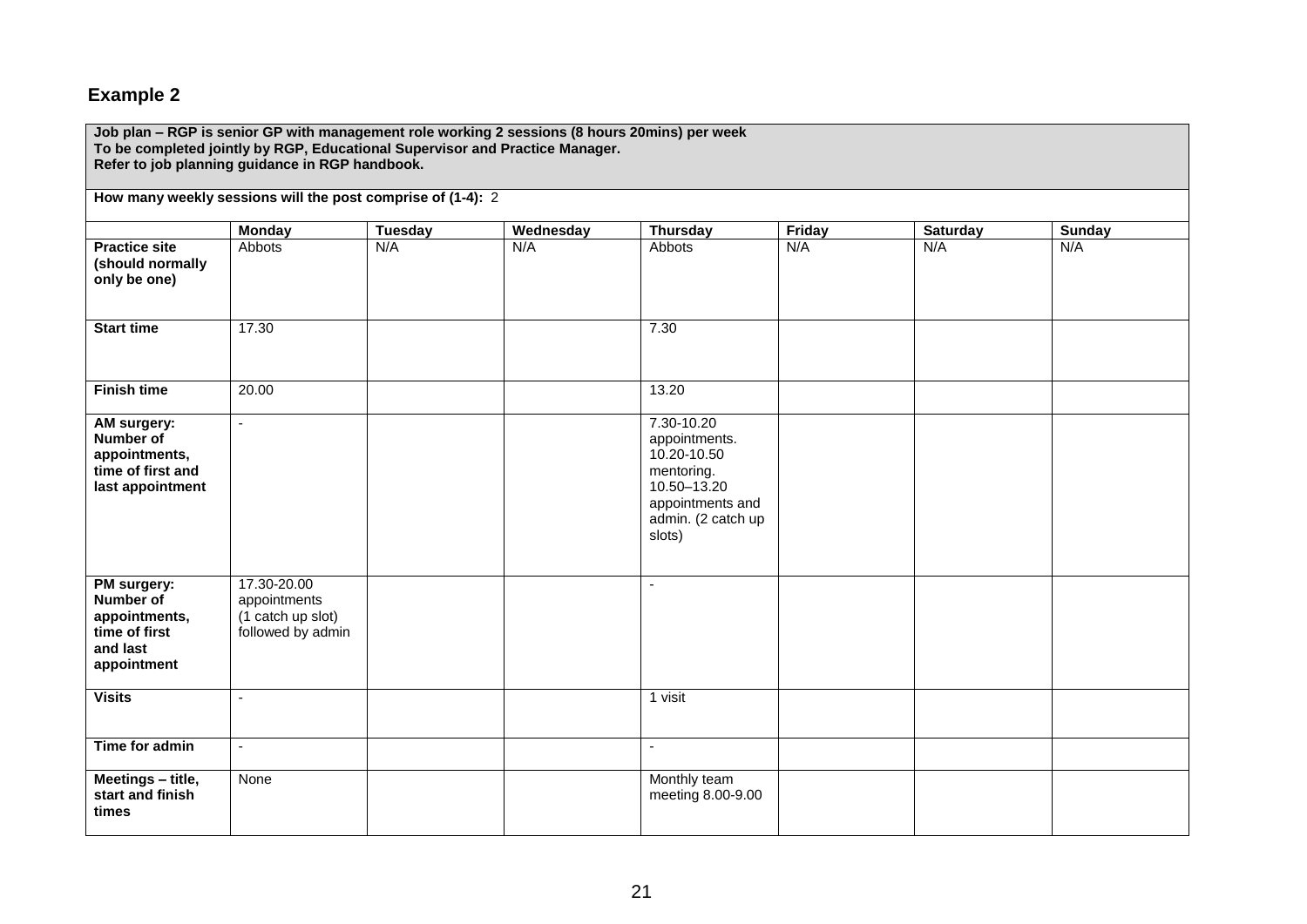## Example 2

**Job plan – RGP is senior GP with management role working 2 sessions (8 hours 20mins) per week**
**To be completed jointly by RGP, Educational Supervisor and Practice Manager.**
**Refer to job planning guidance in RGP handbook.**

**How many weekly sessions will the post comprise of (1-4):** 2

| | Monday | Tuesday | Wednesday | Thursday | Friday | Saturday | Sunday |
|---|---|---|---|---|---|---|---|
| **Practice site (should normally only be one)** | Abbots | N/A | N/A | Abbots | N/A | N/A | N/A |
| **Start time** | 17.30 | | | 7.30 | | | |
| **Finish time** | 20.00 | | | 13.20 | | | |
| **AM surgery: Number of appointments, time of first and last appointment** | - | | | 7.30-10.20 appointments. 10.20-10.50 mentoring. 10.50–13.20 appointments and admin. (2 catch up slots) | | | |
| **PM surgery: Number of appointments, time of first and last appointment** | 17.30-20.00 appointments (1 catch up slot) followed by admin | | | - | | | |
| **Visits** | - | | | 1 visit | | | |
| **Time for admin** | - | | | - | | | |
| **Meetings – title, start and finish times** | None | | | Monthly team meeting 8.00-9.00 | | | |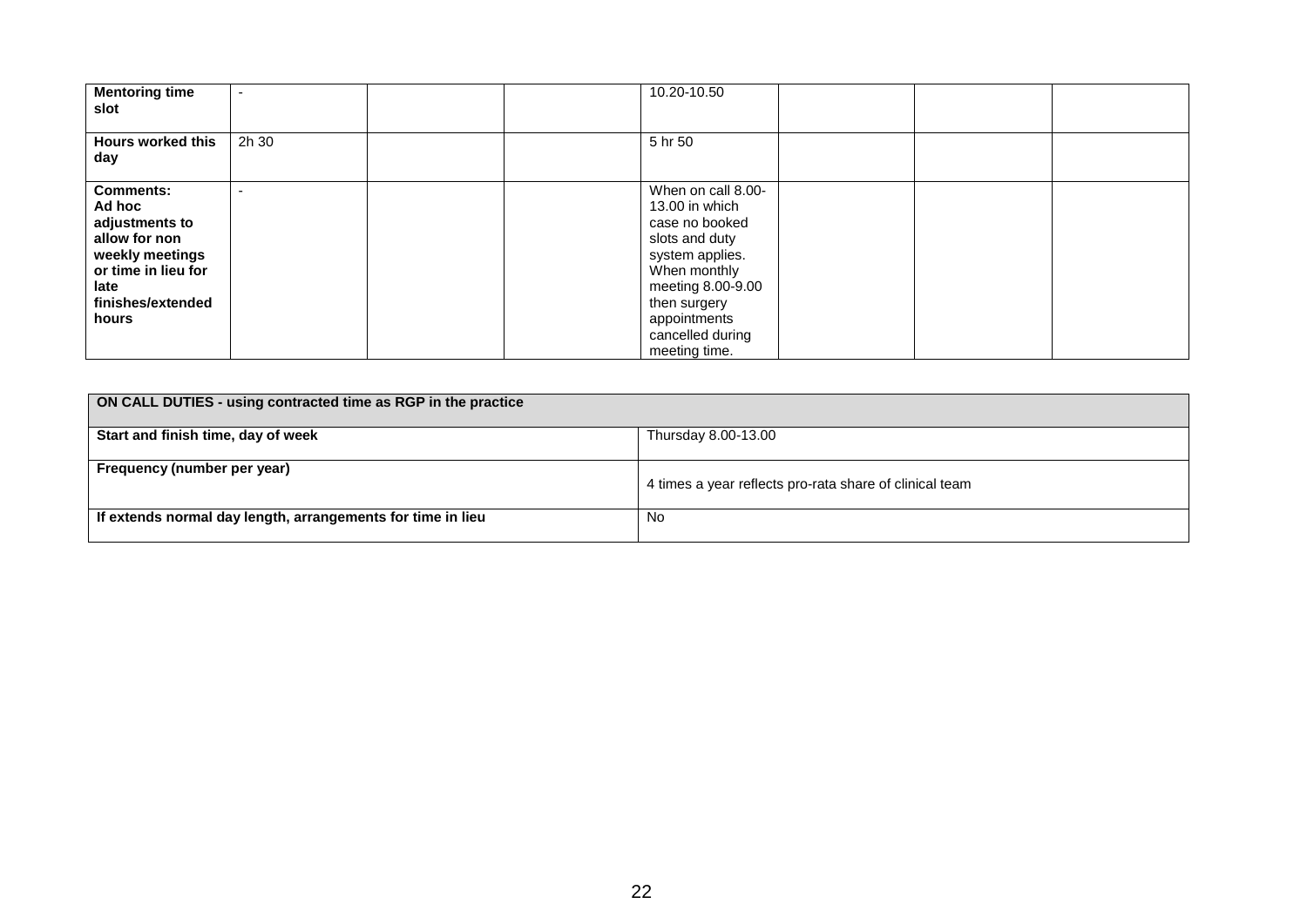| | | | | | | | |
|---|---|---|---|---|---|---|---|
| **Mentoring time slot** | - | | | 10.20-10.50 | | | |
| **Hours worked this day** | 2h 30 | | | 5 hr 50 | | | |
| **Comments: Ad hoc adjustments to allow for non weekly meetings or time in lieu for late finishes/extended hours** | - | | | When on call 8.00-13.00 in which case no booked slots and duty system applies. When monthly meeting 8.00-9.00 then surgery appointments cancelled during meeting time. | | | |

| **ON CALL DUTIES - using contracted time as RGP in the practice** | |
|---|---|
| **Start and finish time, day of week** | Thursday 8.00-13.00 |
| **Frequency (number per year)** | 4 times a year reflects pro-rata share of clinical team |
| **If extends normal day length, arrangements for time in lieu** | No |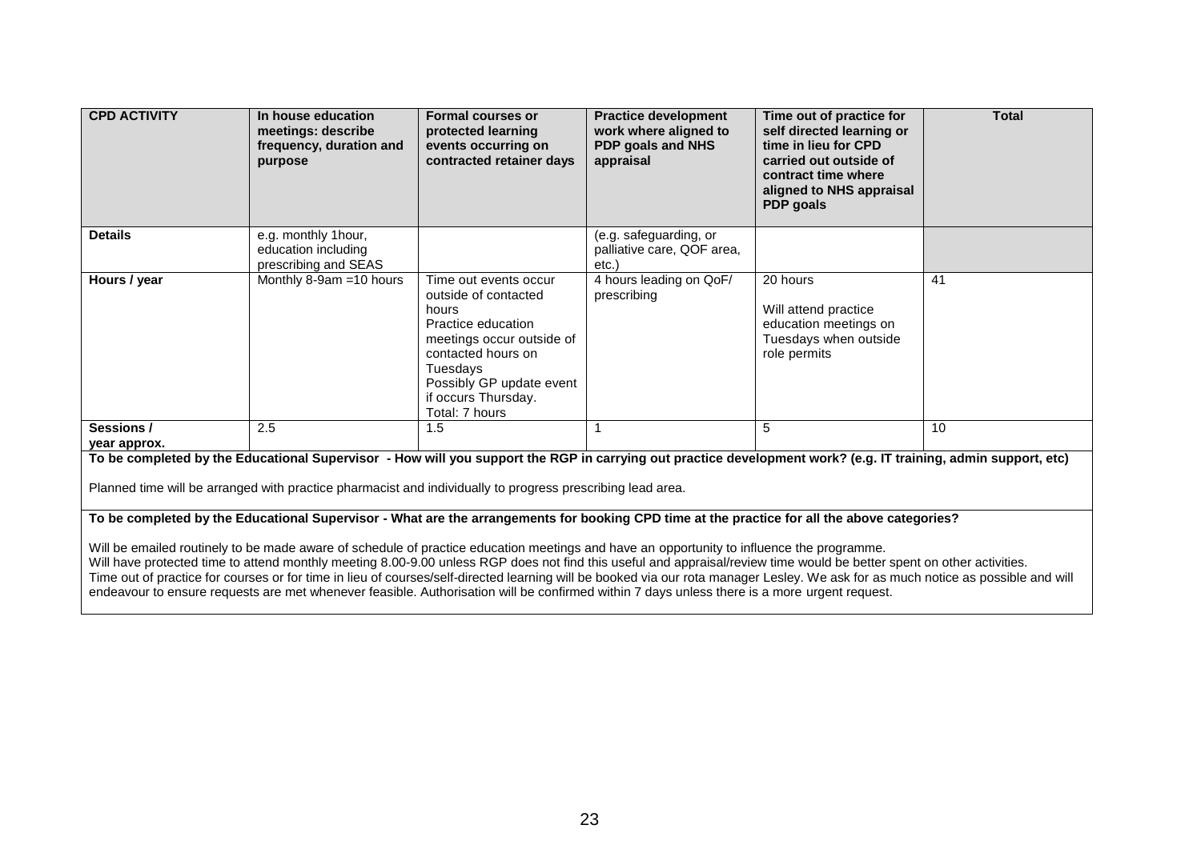| CPD ACTIVITY | In house education meetings: describe frequency, duration and purpose | Formal courses or protected learning events occurring on contracted retainer days | Practice development work where aligned to PDP goals and NHS appraisal | Time out of practice for self directed learning or time in lieu for CPD carried out outside of contract time where aligned to NHS appraisal PDP goals | Total |
|---|---|---|---|---|---|
| **Details** | e.g. monthly 1hour, education including prescribing and SEAS | | (e.g. safeguarding, or palliative care, QOF area, etc.) | | |
| **Hours / year** | Monthly 8-9am =10 hours | Time out events occur outside of contacted hours<br>Practice education meetings occur outside of contacted hours on Tuesdays<br>Possibly GP update event if occurs Thursday.<br>Total: 7 hours | 4 hours leading on QoF/ prescribing | 20 hours<br><br>Will attend practice education meetings on Tuesdays when outside role permits | 41 |
| **Sessions / year approx.** | 2.5 | 1.5 | 1 | 5 | 10 |

**To be completed by the Educational Supervisor - How will you support the RGP in carrying out practice development work? (e.g. IT training, admin support, etc)**

Planned time will be arranged with practice pharmacist and individually to progress prescribing lead area.

**To be completed by the Educational Supervisor - What are the arrangements for booking CPD time at the practice for all the above categories?**

Will be emailed routinely to be made aware of schedule of practice education meetings and have an opportunity to influence the programme.
Will have protected time to attend monthly meeting 8.00-9.00 unless RGP does not find this useful and appraisal/review time would be better spent on other activities.
Time out of practice for courses or for time in lieu of courses/self-directed learning will be booked via our rota manager Lesley. We ask for as much notice as possible and will endeavour to ensure requests are met whenever feasible. Authorisation will be confirmed within 7 days unless there is a more urgent request.